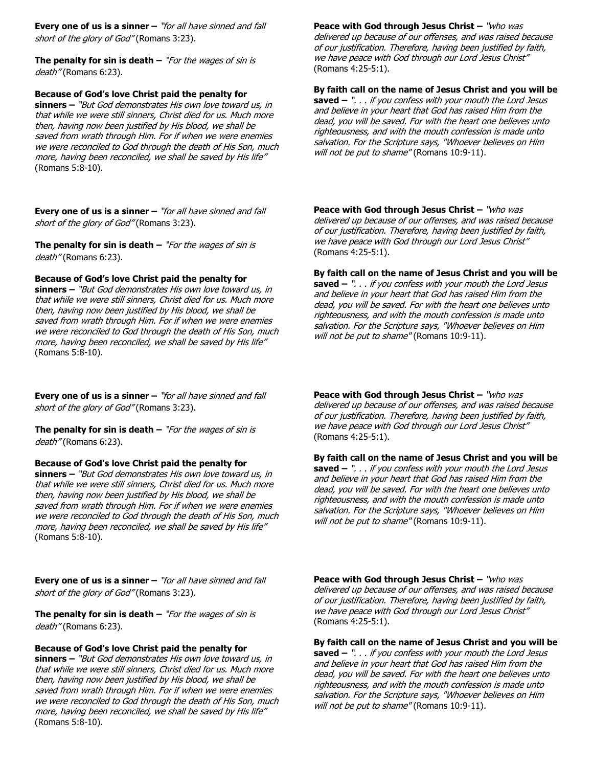**Every one of us is a sinner –** *"for all have sinned and fall short of the glory of God"* (Romans 3:23).

**The penalty for sin is death –** *"For the wages of sin is death"* (Romans 6:23).

**Because of God's love Christ paid the penalty for sinners –** *"But God demonstrates His own love toward us, in that while we were still sinners, Christ died for us. Much more then, having now been justified by His blood, we shall be saved from wrath through Him. For if when we were enemies we were reconciled to God through the death of His Son, much more, having been reconciled, we shall be saved by His life"* (Romans 5:8-10).

**Peace with God through Jesus Christ –** *"who was delivered up because of our offenses, and was raised because of our justification. Therefore, having been justified by faith, we have peace with God through our Lord Jesus Christ"* (Romans 4:25-5:1).

**By faith call on the name of Jesus Christ and you will be saved –** *". . . if you confess with your mouth the Lord Jesus and believe in your heart that God has raised Him from the dead, you will be saved. For with the heart one believes unto righteousness, and with the mouth confession is made unto salvation. For the Scripture says, "Whoever believes on Him will not be put to shame"* (Romans 10:9-11).

**Every one of us is a sinner –** *"for all have sinned and fall short of the glory of God"* (Romans 3:23).

**The penalty for sin is death –** *"For the wages of sin is death"* (Romans 6:23).

**Because of God's love Christ paid the penalty for sinners –** *"But God demonstrates His own love toward us, in that while we were still sinners, Christ died for us. Much more then, having now been justified by His blood, we shall be saved from wrath through Him. For if when we were enemies we were reconciled to God through the death of His Son, much more, having been reconciled, we shall be saved by His life"* (Romans 5:8-10).

**Peace with God through Jesus Christ –** *"who was delivered up because of our offenses, and was raised because of our justification. Therefore, having been justified by faith, we have peace with God through our Lord Jesus Christ"* (Romans 4:25-5:1).

**By faith call on the name of Jesus Christ and you will be saved –** *". . . if you confess with your mouth the Lord Jesus and believe in your heart that God has raised Him from the dead, you will be saved. For with the heart one believes unto righteousness, and with the mouth confession is made unto salvation. For the Scripture says, "Whoever believes on Him will not be put to shame"* (Romans 10:9-11).

**Every one of us is a sinner –** *"for all have sinned and fall short of the glory of God"* (Romans 3:23).

**The penalty for sin is death –** *"For the wages of sin is death"* (Romans 6:23).

**Because of God's love Christ paid the penalty for sinners –** *"But God demonstrates His own love toward us, in that while we were still sinners, Christ died for us. Much more then, having now been justified by His blood, we shall be saved from wrath through Him. For if when we were enemies we were reconciled to God through the death of His Son, much more, having been reconciled, we shall be saved by His life"* (Romans 5:8-10).

**Peace with God through Jesus Christ –** *"who was delivered up because of our offenses, and was raised because of our justification. Therefore, having been justified by faith, we have peace with God through our Lord Jesus Christ"* (Romans 4:25-5:1).

**By faith call on the name of Jesus Christ and you will be saved –** *". . . if you confess with your mouth the Lord Jesus and believe in your heart that God has raised Him from the dead, you will be saved. For with the heart one believes unto righteousness, and with the mouth confession is made unto salvation. For the Scripture says, "Whoever believes on Him will not be put to shame"* (Romans 10:9-11).

**Every one of us is a sinner –** *"for all have sinned and fall short of the glory of God"* (Romans 3:23).

**The penalty for sin is death –** *"For the wages of sin is death"* (Romans 6:23).

**Because of God's love Christ paid the penalty for sinners –** *"But God demonstrates His own love toward us, in that while we were still sinners, Christ died for us. Much more then, having now been justified by His blood, we shall be saved from wrath through Him. For if when we were enemies we were reconciled to God through the death of His Son, much more, having been reconciled, we shall be saved by His life"* (Romans 5:8-10).

**Peace with God through Jesus Christ –** *"who was delivered up because of our offenses, and was raised because of our justification. Therefore, having been justified by faith, we have peace with God through our Lord Jesus Christ"* (Romans 4:25-5:1).

**By faith call on the name of Jesus Christ and you will be saved –** *". . . if you confess with your mouth the Lord Jesus and believe in your heart that God has raised Him from the dead, you will be saved. For with the heart one believes unto righteousness, and with the mouth confession is made unto salvation. For the Scripture says, "Whoever believes on Him will not be put to shame"* (Romans 10:9-11).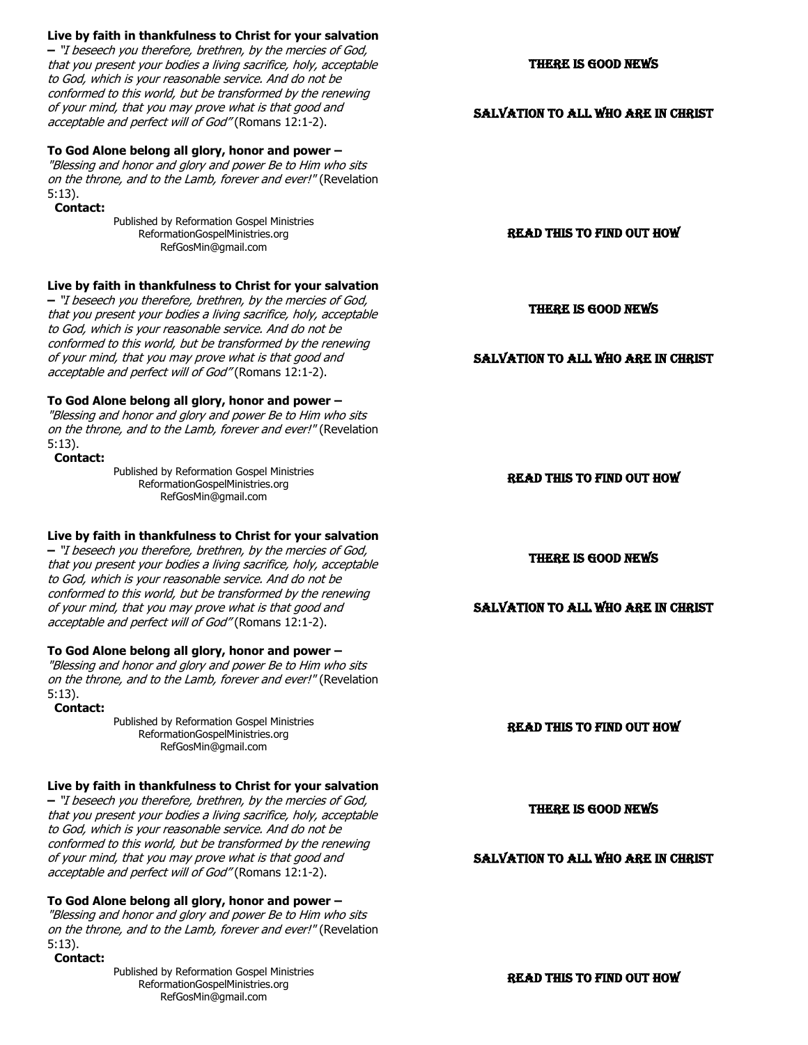**Live by faith in thankfulness to Christ for your salvation –** *"I beseech you therefore, brethren, by the mercies of God, that you present your bodies a living sacrifice, holy, acceptable to God, which is your reasonable service. And do not be conformed to this world, but be transformed by the renewing of your mind, that you may prove what is that good and acceptable and perfect will of God"* (Romans 12:1-2).

**To God Alone belong all glory, honor and power –** *"Blessing and honor and glory and power Be to Him who sits on the throne, and to the Lamb, forever and ever!"* (Revelation 5:13).

**Contact:**

Published by Reformation Gospel Ministries
ReformationGospelMinistries.org
RefGosMin@gmail.com

THERE IS GOOD NEWS

SALVATION TO ALL WHO ARE IN CHRIST

READ THIS TO FIND OUT HOW

**Live by faith in thankfulness to Christ for your salvation –** *"I beseech you therefore, brethren, by the mercies of God, that you present your bodies a living sacrifice, holy, acceptable to God, which is your reasonable service. And do not be conformed to this world, but be transformed by the renewing of your mind, that you may prove what is that good and acceptable and perfect will of God"* (Romans 12:1-2).

**To God Alone belong all glory, honor and power –** *"Blessing and honor and glory and power Be to Him who sits on the throne, and to the Lamb, forever and ever!"* (Revelation 5:13).

**Contact:**

Published by Reformation Gospel Ministries
ReformationGospelMinistries.org
RefGosMin@gmail.com

THERE IS GOOD NEWS

SALVATION TO ALL WHO ARE IN CHRIST

READ THIS TO FIND OUT HOW

**Live by faith in thankfulness to Christ for your salvation –** *"I beseech you therefore, brethren, by the mercies of God, that you present your bodies a living sacrifice, holy, acceptable to God, which is your reasonable service. And do not be conformed to this world, but be transformed by the renewing of your mind, that you may prove what is that good and acceptable and perfect will of God"* (Romans 12:1-2).

**To God Alone belong all glory, honor and power –** *"Blessing and honor and glory and power Be to Him who sits on the throne, and to the Lamb, forever and ever!"* (Revelation 5:13).

**Contact:**

Published by Reformation Gospel Ministries
ReformationGospelMinistries.org
RefGosMin@gmail.com

THERE IS GOOD NEWS

SALVATION TO ALL WHO ARE IN CHRIST

READ THIS TO FIND OUT HOW

**Live by faith in thankfulness to Christ for your salvation –** *"I beseech you therefore, brethren, by the mercies of God, that you present your bodies a living sacrifice, holy, acceptable to God, which is your reasonable service. And do not be conformed to this world, but be transformed by the renewing of your mind, that you may prove what is that good and acceptable and perfect will of God"* (Romans 12:1-2).

**To God Alone belong all glory, honor and power –** *"Blessing and honor and glory and power Be to Him who sits on the throne, and to the Lamb, forever and ever!"* (Revelation 5:13).

**Contact:**

Published by Reformation Gospel Ministries
ReformationGospelMinistries.org
RefGosMin@gmail.com

THERE IS GOOD NEWS

SALVATION TO ALL WHO ARE IN CHRIST

READ THIS TO FIND OUT HOW